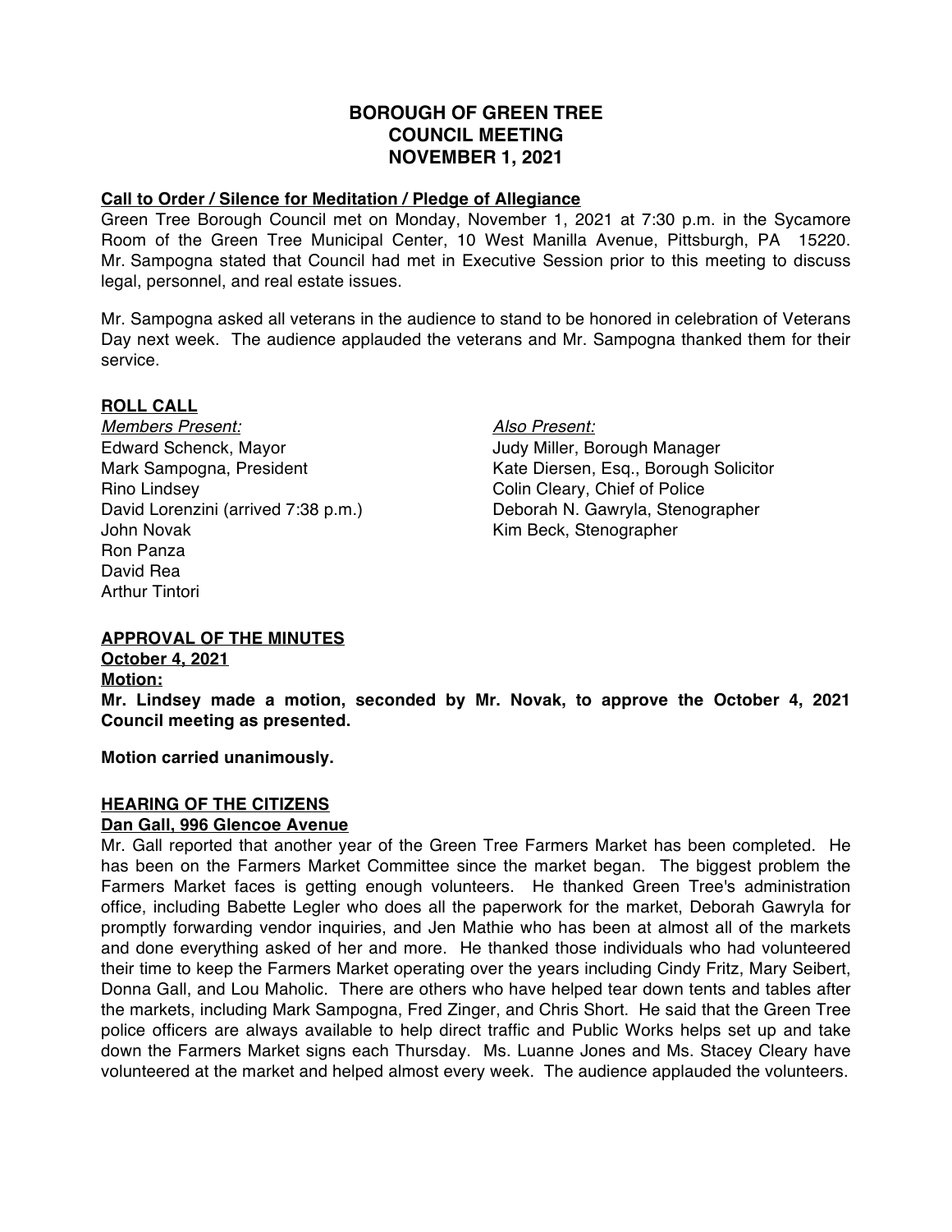# BOROUGH OF GREEN TREE
# COUNCIL MEETING
# NOVEMBER 1, 2021

## Call to Order / Silence for Meditation / Pledge of Allegiance

Green Tree Borough Council met on Monday, November 1, 2021 at 7:30 p.m. in the Sycamore Room of the Green Tree Municipal Center, 10 West Manilla Avenue, Pittsburgh, PA 15220. Mr. Sampogna stated that Council had met in Executive Session prior to this meeting to discuss legal, personnel, and real estate issues.

Mr. Sampogna asked all veterans in the audience to stand to be honored in celebration of Veterans Day next week. The audience applauded the veterans and Mr. Sampogna thanked them for their service.

## ROLL CALL

*Members Present:*
Edward Schenck, Mayor
Mark Sampogna, President
Rino Lindsey
David Lorenzini (arrived 7:38 p.m.)
John Novak
Ron Panza
David Rea
Arthur Tintori

*Also Present:*
Judy Miller, Borough Manager
Kate Diersen, Esq., Borough Solicitor
Colin Cleary, Chief of Police
Deborah N. Gawryla, Stenographer
Kim Beck, Stenographer

## APPROVAL OF THE MINUTES

**October 4, 2021**

**Motion:**

**Mr. Lindsey made a motion, seconded by Mr. Novak, to approve the October 4, 2021 Council meeting as presented.**

**Motion carried unanimously.**

## HEARING OF THE CITIZENS

**Dan Gall, 996 Glencoe Avenue**

Mr. Gall reported that another year of the Green Tree Farmers Market has been completed. He has been on the Farmers Market Committee since the market began. The biggest problem the Farmers Market faces is getting enough volunteers. He thanked Green Tree's administration office, including Babette Legler who does all the paperwork for the market, Deborah Gawryla for promptly forwarding vendor inquiries, and Jen Mathie who has been at almost all of the markets and done everything asked of her and more. He thanked those individuals who had volunteered their time to keep the Farmers Market operating over the years including Cindy Fritz, Mary Seibert, Donna Gall, and Lou Maholic. There are others who have helped tear down tents and tables after the markets, including Mark Sampogna, Fred Zinger, and Chris Short. He said that the Green Tree police officers are always available to help direct traffic and Public Works helps set up and take down the Farmers Market signs each Thursday. Ms. Luanne Jones and Ms. Stacey Cleary have volunteered at the market and helped almost every week. The audience applauded the volunteers.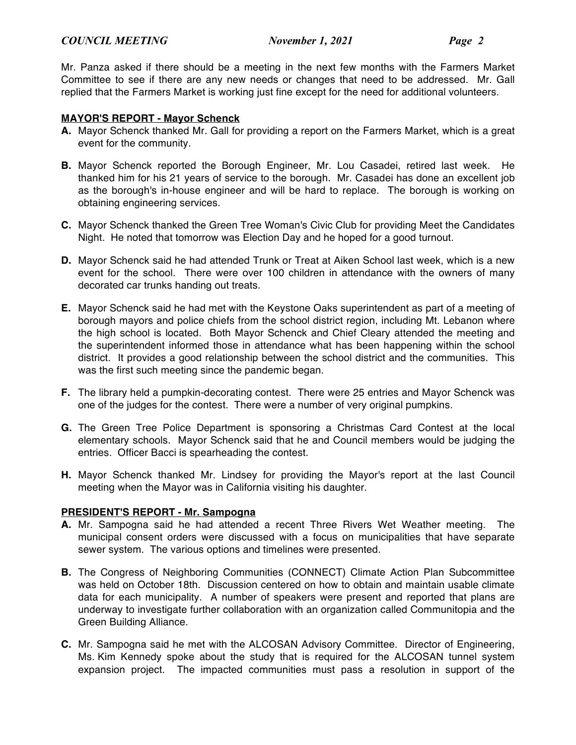Mr. Panza asked if there should be a meeting in the next few months with the Farmers Market Committee to see if there are any new needs or changes that need to be addressed. Mr. Gall replied that the Farmers Market is working just fine except for the need for additional volunteers.

**MAYOR'S REPORT - Mayor Schenck**

**A.** Mayor Schenck thanked Mr. Gall for providing a report on the Farmers Market, which is a great event for the community.

**B.** Mayor Schenck reported the Borough Engineer, Mr. Lou Casadei, retired last week. He thanked him for his 21 years of service to the borough. Mr. Casadei has done an excellent job as the borough's in-house engineer and will be hard to replace. The borough is working on obtaining engineering services.

**C.** Mayor Schenck thanked the Green Tree Woman's Civic Club for providing Meet the Candidates Night. He noted that tomorrow was Election Day and he hoped for a good turnout.

**D.** Mayor Schenck said he had attended Trunk or Treat at Aiken School last week, which is a new event for the school. There were over 100 children in attendance with the owners of many decorated car trunks handing out treats.

**E.** Mayor Schenck said he had met with the Keystone Oaks superintendent as part of a meeting of borough mayors and police chiefs from the school district region, including Mt. Lebanon where the high school is located. Both Mayor Schenck and Chief Cleary attended the meeting and the superintendent informed those in attendance what has been happening within the school district. It provides a good relationship between the school district and the communities. This was the first such meeting since the pandemic began.

**F.** The library held a pumpkin-decorating contest. There were 25 entries and Mayor Schenck was one of the judges for the contest. There were a number of very original pumpkins.

**G.** The Green Tree Police Department is sponsoring a Christmas Card Contest at the local elementary schools. Mayor Schenck said that he and Council members would be judging the entries. Officer Bacci is spearheading the contest.

**H.** Mayor Schenck thanked Mr. Lindsey for providing the Mayor's report at the last Council meeting when the Mayor was in California visiting his daughter.

**PRESIDENT'S REPORT - Mr. Sampogna**

**A.** Mr. Sampogna said he had attended a recent Three Rivers Wet Weather meeting. The municipal consent orders were discussed with a focus on municipalities that have separate sewer system. The various options and timelines were presented.

**B.** The Congress of Neighboring Communities (CONNECT) Climate Action Plan Subcommittee was held on October 18th. Discussion centered on how to obtain and maintain usable climate data for each municipality. A number of speakers were present and reported that plans are underway to investigate further collaboration with an organization called Communitopia and the Green Building Alliance.

**C.** Mr. Sampogna said he met with the ALCOSAN Advisory Committee. Director of Engineering, Ms. Kim Kennedy spoke about the study that is required for the ALCOSAN tunnel system expansion project. The impacted communities must pass a resolution in support of the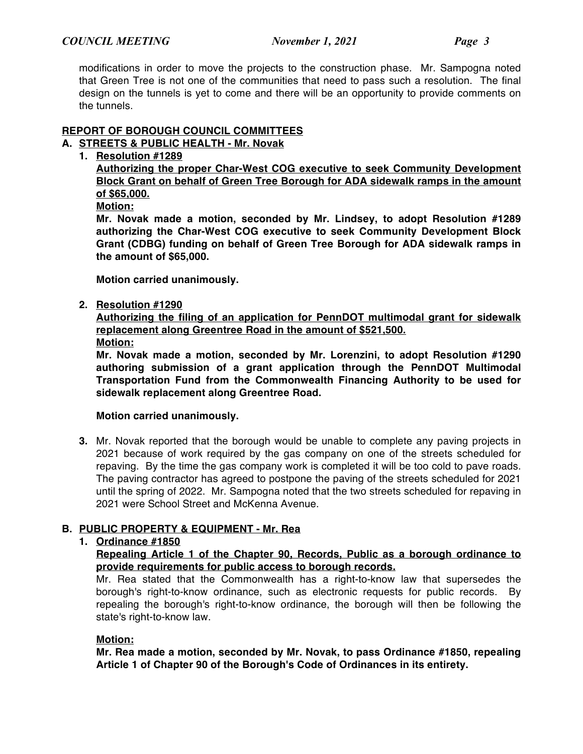modifications in order to move the projects to the construction phase. Mr. Sampogna noted that Green Tree is not one of the communities that need to pass such a resolution. The final design on the tunnels is yet to come and there will be an opportunity to provide comments on the tunnels.

## REPORT OF BOROUGH COUNCIL COMMITTEES

### A. STREETS & PUBLIC HEALTH - Mr. Novak

1. **Resolution #1289**

   **Authorizing the proper Char-West COG executive to seek Community Development Block Grant on behalf of Green Tree Borough for ADA sidewalk ramps in the amount of $65,000.**

   **Motion:**

   **Mr. Novak made a motion, seconded by Mr. Lindsey, to adopt Resolution #1289 authorizing the Char-West COG executive to seek Community Development Block Grant (CDBG) funding on behalf of Green Tree Borough for ADA sidewalk ramps in the amount of $65,000.**

   **Motion carried unanimously.**

2. **Resolution #1290**

   **Authorizing the filing of an application for PennDOT multimodal grant for sidewalk replacement along Greentree Road in the amount of $521,500.**

   **Motion:**

   **Mr. Novak made a motion, seconded by Mr. Lorenzini, to adopt Resolution #1290 authoring submission of a grant application through the PennDOT Multimodal Transportation Fund from the Commonwealth Financing Authority to be used for sidewalk replacement along Greentree Road.**

   **Motion carried unanimously.**

3. Mr. Novak reported that the borough would be unable to complete any paving projects in 2021 because of work required by the gas company on one of the streets scheduled for repaving. By the time the gas company work is completed it will be too cold to pave roads. The paving contractor has agreed to postpone the paving of the streets scheduled for 2021 until the spring of 2022. Mr. Sampogna noted that the two streets scheduled for repaving in 2021 were School Street and McKenna Avenue.

### B. PUBLIC PROPERTY & EQUIPMENT - Mr. Rea

1. **Ordinance #1850**

   **Repealing Article 1 of the Chapter 90, Records, Public as a borough ordinance to provide requirements for public access to borough records.**

   Mr. Rea stated that the Commonwealth has a right-to-know law that supersedes the borough's right-to-know ordinance, such as electronic requests for public records. By repealing the borough's right-to-know ordinance, the borough will then be following the state's right-to-know law.

   **Motion:**

   **Mr. Rea made a motion, seconded by Mr. Novak, to pass Ordinance #1850, repealing Article 1 of Chapter 90 of the Borough's Code of Ordinances in its entirety.**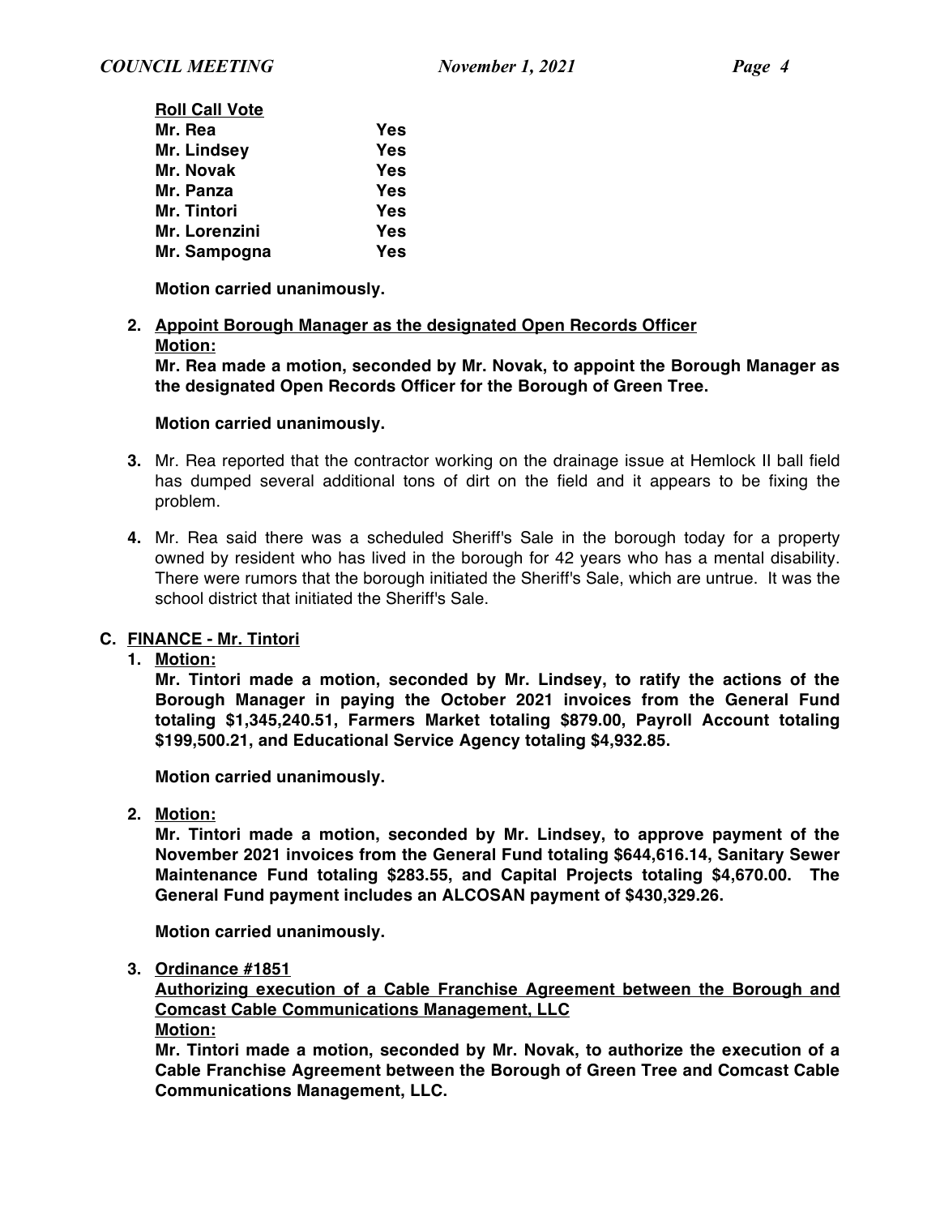**Roll Call Vote**

| | |
|---|---|
| **Mr. Rea** | **Yes** |
| **Mr. Lindsey** | **Yes** |
| **Mr. Novak** | **Yes** |
| **Mr. Panza** | **Yes** |
| **Mr. Tintori** | **Yes** |
| **Mr. Lorenzini** | **Yes** |
| **Mr. Sampogna** | **Yes** |

**Motion carried unanimously.**

2. **Appoint Borough Manager as the designated Open Records Officer**
   **Motion:**
   **Mr. Rea made a motion, seconded by Mr. Novak, to appoint the Borough Manager as the designated Open Records Officer for the Borough of Green Tree.**

   **Motion carried unanimously.**

3. Mr. Rea reported that the contractor working on the drainage issue at Hemlock II ball field has dumped several additional tons of dirt on the field and it appears to be fixing the problem.

4. Mr. Rea said there was a scheduled Sheriff's Sale in the borough today for a property owned by resident who has lived in the borough for 42 years who has a mental disability. There were rumors that the borough initiated the Sheriff's Sale, which are untrue. It was the school district that initiated the Sheriff's Sale.

## C. FINANCE - Mr. Tintori

1. **Motion:**
   **Mr. Tintori made a motion, seconded by Mr. Lindsey, to ratify the actions of the Borough Manager in paying the October 2021 invoices from the General Fund totaling $1,345,240.51, Farmers Market totaling $879.00, Payroll Account totaling $199,500.21, and Educational Service Agency totaling $4,932.85.**

   **Motion carried unanimously.**

2. **Motion:**
   **Mr. Tintori made a motion, seconded by Mr. Lindsey, to approve payment of the November 2021 invoices from the General Fund totaling $644,616.14, Sanitary Sewer Maintenance Fund totaling $283.55, and Capital Projects totaling $4,670.00. The General Fund payment includes an ALCOSAN payment of $430,329.26.**

   **Motion carried unanimously.**

3. **Ordinance #1851**
   **Authorizing execution of a Cable Franchise Agreement between the Borough and Comcast Cable Communications Management, LLC**
   **Motion:**
   **Mr. Tintori made a motion, seconded by Mr. Novak, to authorize the execution of a Cable Franchise Agreement between the Borough of Green Tree and Comcast Cable Communications Management, LLC.**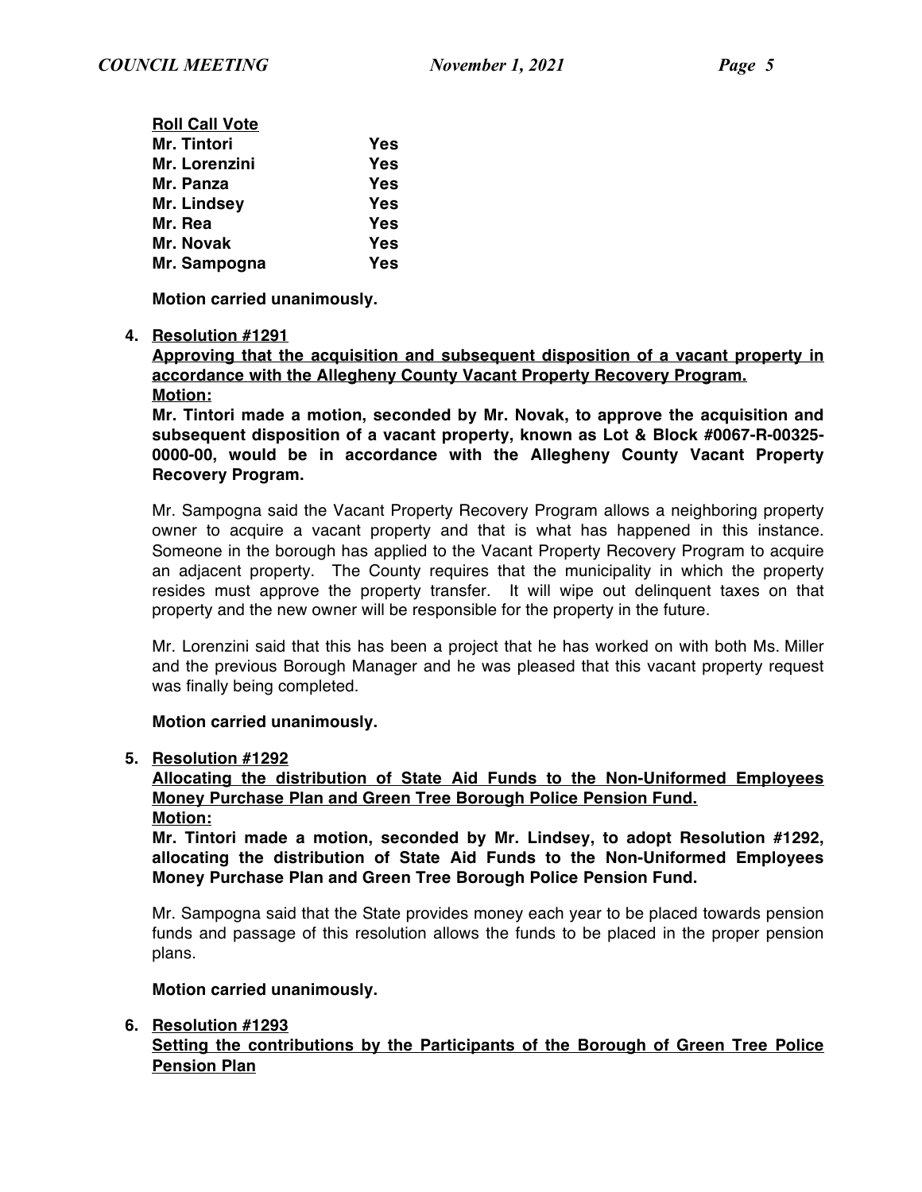**Roll Call Vote**

| | |
|---|---|
| **Mr. Tintori** | **Yes** |
| **Mr. Lorenzini** | **Yes** |
| **Mr. Panza** | **Yes** |
| **Mr. Lindsey** | **Yes** |
| **Mr. Rea** | **Yes** |
| **Mr. Novak** | **Yes** |
| **Mr. Sampogna** | **Yes** |

**Motion carried unanimously.**

4. **Resolution #1291**
   **Approving that the acquisition and subsequent disposition of a vacant property in accordance with the Allegheny County Vacant Property Recovery Program.**
   **Motion:**
   **Mr. Tintori made a motion, seconded by Mr. Novak, to approve the acquisition and subsequent disposition of a vacant property, known as Lot & Block #0067-R-00325-0000-00, would be in accordance with the Allegheny County Vacant Property Recovery Program.**

   Mr. Sampogna said the Vacant Property Recovery Program allows a neighboring property owner to acquire a vacant property and that is what has happened in this instance. Someone in the borough has applied to the Vacant Property Recovery Program to acquire an adjacent property. The County requires that the municipality in which the property resides must approve the property transfer. It will wipe out delinquent taxes on that property and the new owner will be responsible for the property in the future.

   Mr. Lorenzini said that this has been a project that he has worked on with both Ms. Miller and the previous Borough Manager and he was pleased that this vacant property request was finally being completed.

   **Motion carried unanimously.**

5. **Resolution #1292**
   **Allocating the distribution of State Aid Funds to the Non-Uniformed Employees Money Purchase Plan and Green Tree Borough Police Pension Fund.**
   **Motion:**
   **Mr. Tintori made a motion, seconded by Mr. Lindsey, to adopt Resolution #1292, allocating the distribution of State Aid Funds to the Non-Uniformed Employees Money Purchase Plan and Green Tree Borough Police Pension Fund.**

   Mr. Sampogna said that the State provides money each year to be placed towards pension funds and passage of this resolution allows the funds to be placed in the proper pension plans.

   **Motion carried unanimously.**

6. **Resolution #1293**
   **Setting the contributions by the Participants of the Borough of Green Tree Police Pension Plan**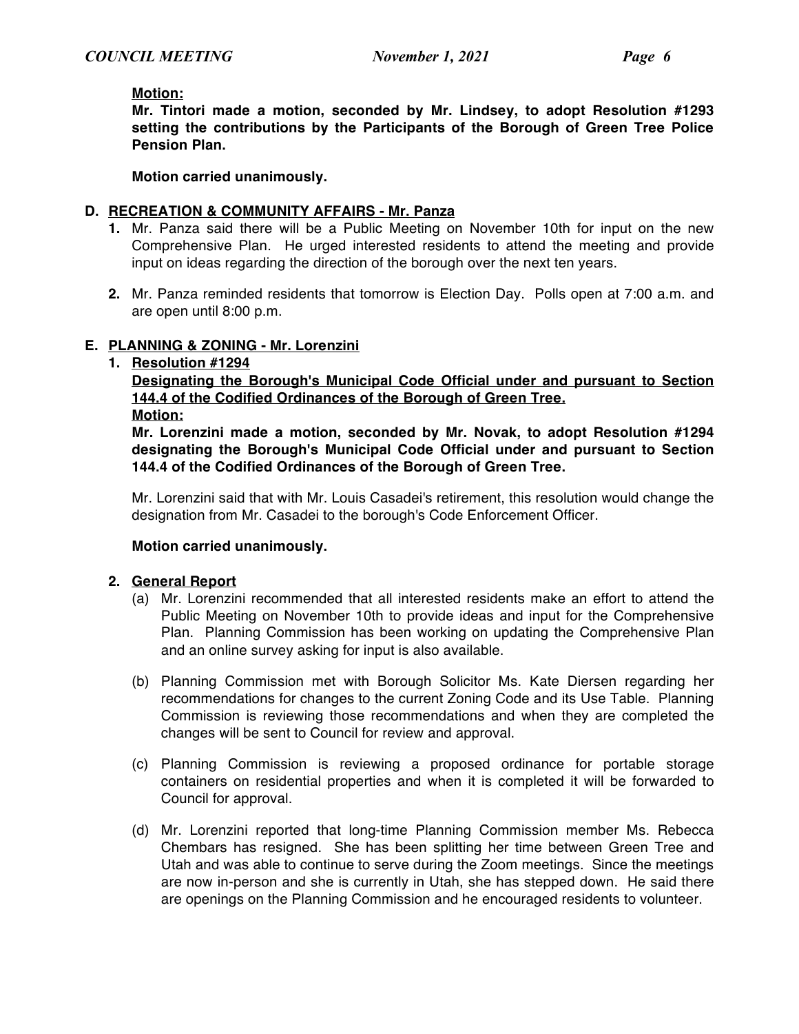**Motion:**

**Mr. Tintori made a motion, seconded by Mr. Lindsey, to adopt Resolution #1293 setting the contributions by the Participants of the Borough of Green Tree Police Pension Plan.**

**Motion carried unanimously.**

**D. <u>RECREATION & COMMUNITY AFFAIRS - Mr. Panza</u>**

1. Mr. Panza said there will be a Public Meeting on November 10th for input on the new Comprehensive Plan. He urged interested residents to attend the meeting and provide input on ideas regarding the direction of the borough over the next ten years.

2. Mr. Panza reminded residents that tomorrow is Election Day. Polls open at 7:00 a.m. and are open until 8:00 p.m.

**E. <u>PLANNING & ZONING - Mr. Lorenzini</u>**

1. **<u>Resolution #1294</u>**

   **<u>Designating the Borough's Municipal Code Official under and pursuant to Section 144.4 of the Codified Ordinances of the Borough of Green Tree.</u>**

   **<u>Motion:</u>**

   **Mr. Lorenzini made a motion, seconded by Mr. Novak, to adopt Resolution #1294 designating the Borough's Municipal Code Official under and pursuant to Section 144.4 of the Codified Ordinances of the Borough of Green Tree.**

   Mr. Lorenzini said that with Mr. Louis Casadei's retirement, this resolution would change the designation from Mr. Casadei to the borough's Code Enforcement Officer.

   **Motion carried unanimously.**

2. **<u>General Report</u>**

   (a) Mr. Lorenzini recommended that all interested residents make an effort to attend the Public Meeting on November 10th to provide ideas and input for the Comprehensive Plan. Planning Commission has been working on updating the Comprehensive Plan and an online survey asking for input is also available.

   (b) Planning Commission met with Borough Solicitor Ms. Kate Diersen regarding her recommendations for changes to the current Zoning Code and its Use Table. Planning Commission is reviewing those recommendations and when they are completed the changes will be sent to Council for review and approval.

   (c) Planning Commission is reviewing a proposed ordinance for portable storage containers on residential properties and when it is completed it will be forwarded to Council for approval.

   (d) Mr. Lorenzini reported that long-time Planning Commission member Ms. Rebecca Chembars has resigned. She has been splitting her time between Green Tree and Utah and was able to continue to serve during the Zoom meetings. Since the meetings are now in-person and she is currently in Utah, she has stepped down. He said there are openings on the Planning Commission and he encouraged residents to volunteer.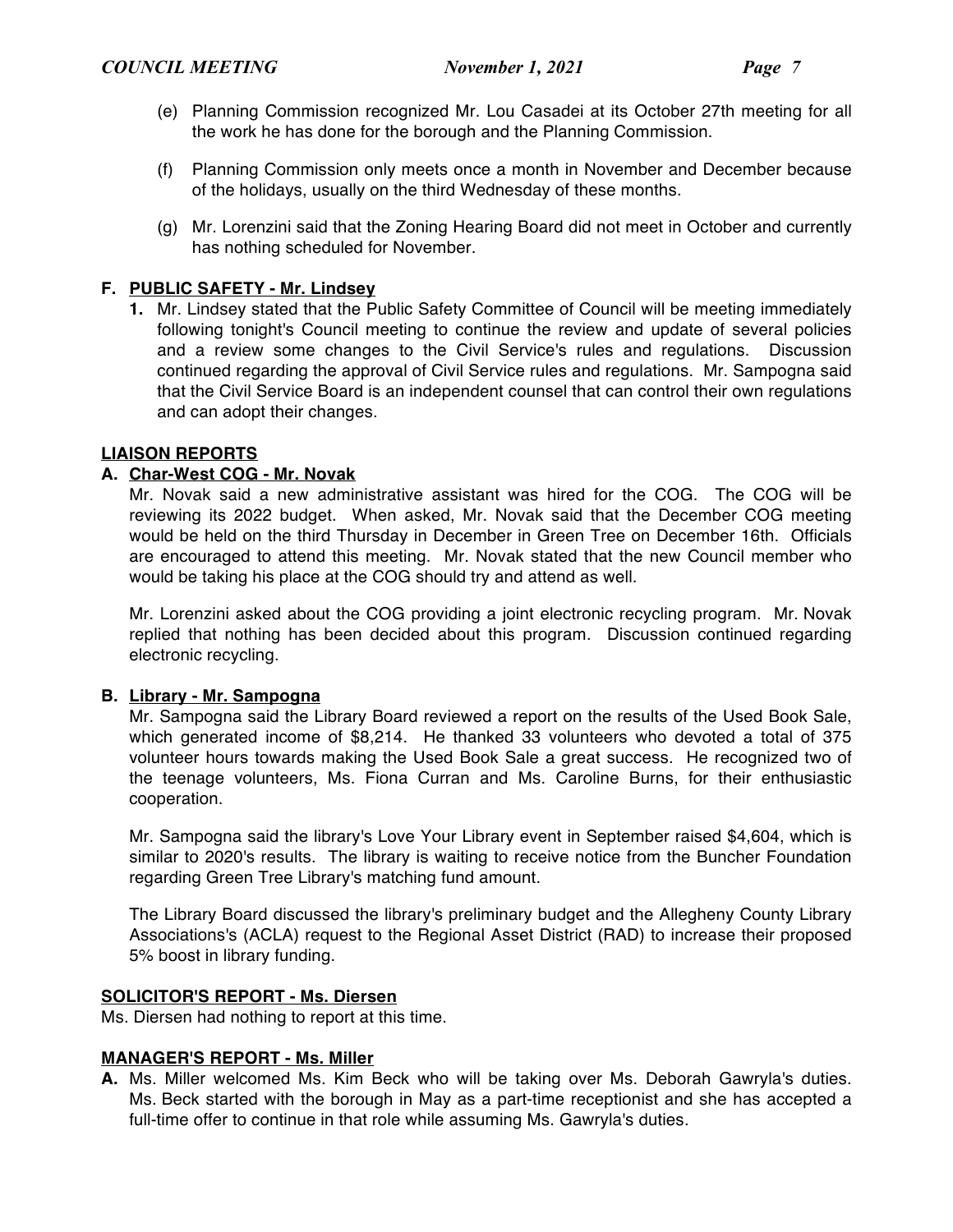(e) Planning Commission recognized Mr. Lou Casadei at its October 27th meeting for all the work he has done for the borough and the Planning Commission.

(f) Planning Commission only meets once a month in November and December because of the holidays, usually on the third Wednesday of these months.

(g) Mr. Lorenzini said that the Zoning Hearing Board did not meet in October and currently has nothing scheduled for November.

## F. PUBLIC SAFETY - Mr. Lindsey

**1.** Mr. Lindsey stated that the Public Safety Committee of Council will be meeting immediately following tonight's Council meeting to continue the review and update of several policies and a review some changes to the Civil Service's rules and regulations. Discussion continued regarding the approval of Civil Service rules and regulations. Mr. Sampogna said that the Civil Service Board is an independent counsel that can control their own regulations and can adopt their changes.

## LIAISON REPORTS

### A. Char-West COG - Mr. Novak

Mr. Novak said a new administrative assistant was hired for the COG. The COG will be reviewing its 2022 budget. When asked, Mr. Novak said that the December COG meeting would be held on the third Thursday in December in Green Tree on December 16th. Officials are encouraged to attend this meeting. Mr. Novak stated that the new Council member who would be taking his place at the COG should try and attend as well.

Mr. Lorenzini asked about the COG providing a joint electronic recycling program. Mr. Novak replied that nothing has been decided about this program. Discussion continued regarding electronic recycling.

### B. Library - Mr. Sampogna

Mr. Sampogna said the Library Board reviewed a report on the results of the Used Book Sale, which generated income of $8,214. He thanked 33 volunteers who devoted a total of 375 volunteer hours towards making the Used Book Sale a great success. He recognized two of the teenage volunteers, Ms. Fiona Curran and Ms. Caroline Burns, for their enthusiastic cooperation.

Mr. Sampogna said the library's Love Your Library event in September raised $4,604, which is similar to 2020's results. The library is waiting to receive notice from the Buncher Foundation regarding Green Tree Library's matching fund amount.

The Library Board discussed the library's preliminary budget and the Allegheny County Library Associations's (ACLA) request to the Regional Asset District (RAD) to increase their proposed 5% boost in library funding.

## SOLICITOR'S REPORT - Ms. Diersen

Ms. Diersen had nothing to report at this time.

## MANAGER'S REPORT - Ms. Miller

**A.** Ms. Miller welcomed Ms. Kim Beck who will be taking over Ms. Deborah Gawryla's duties. Ms. Beck started with the borough in May as a part-time receptionist and she has accepted a full-time offer to continue in that role while assuming Ms. Gawryla's duties.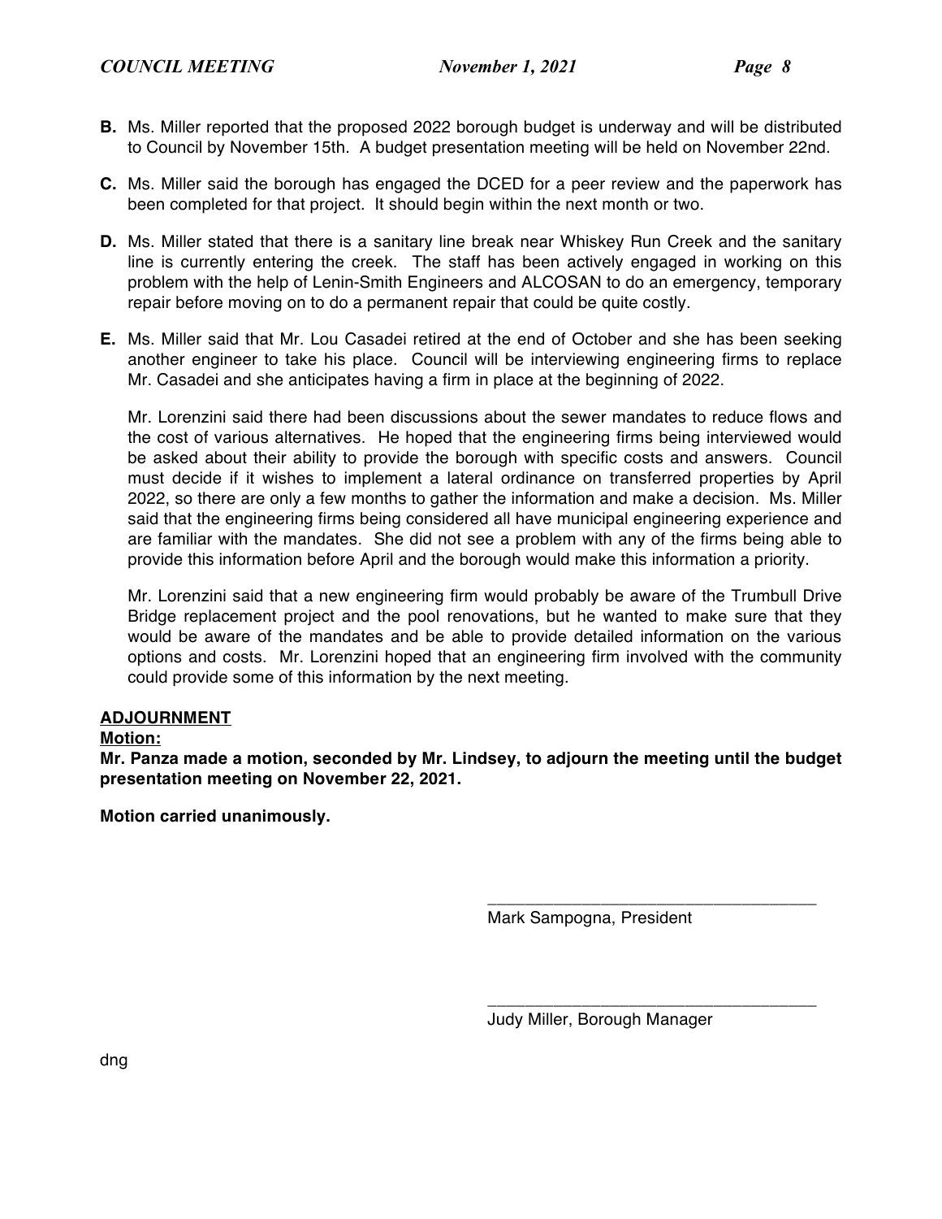**B.** Ms. Miller reported that the proposed 2022 borough budget is underway and will be distributed to Council by November 15th. A budget presentation meeting will be held on November 22nd.

**C.** Ms. Miller said the borough has engaged the DCED for a peer review and the paperwork has been completed for that project. It should begin within the next month or two.

**D.** Ms. Miller stated that there is a sanitary line break near Whiskey Run Creek and the sanitary line is currently entering the creek. The staff has been actively engaged in working on this problem with the help of Lenin-Smith Engineers and ALCOSAN to do an emergency, temporary repair before moving on to do a permanent repair that could be quite costly.

**E.** Ms. Miller said that Mr. Lou Casadei retired at the end of October and she has been seeking another engineer to take his place. Council will be interviewing engineering firms to replace Mr. Casadei and she anticipates having a firm in place at the beginning of 2022.

Mr. Lorenzini said there had been discussions about the sewer mandates to reduce flows and the cost of various alternatives. He hoped that the engineering firms being interviewed would be asked about their ability to provide the borough with specific costs and answers. Council must decide if it wishes to implement a lateral ordinance on transferred properties by April 2022, so there are only a few months to gather the information and make a decision. Ms. Miller said that the engineering firms being considered all have municipal engineering experience and are familiar with the mandates. She did not see a problem with any of the firms being able to provide this information before April and the borough would make this information a priority.

Mr. Lorenzini said that a new engineering firm would probably be aware of the Trumbull Drive Bridge replacement project and the pool renovations, but he wanted to make sure that they would be aware of the mandates and be able to provide detailed information on the various options and costs. Mr. Lorenzini hoped that an engineering firm involved with the community could provide some of this information by the next meeting.

## ADJOURNMENT

**Motion:**

**Mr. Panza made a motion, seconded by Mr. Lindsey, to adjourn the meeting until the budget presentation meeting on November 22, 2021.**

**Motion carried unanimously.**

\_\_\_\_\_\_\_\_\_\_\_\_\_\_\_\_\_\_\_\_\_\_\_\_\_\_\_\_\_\_\_\_\_\_\_\_
Mark Sampogna, President

\_\_\_\_\_\_\_\_\_\_\_\_\_\_\_\_\_\_\_\_\_\_\_\_\_\_\_\_\_\_\_\_\_\_\_\_
Judy Miller, Borough Manager

dng